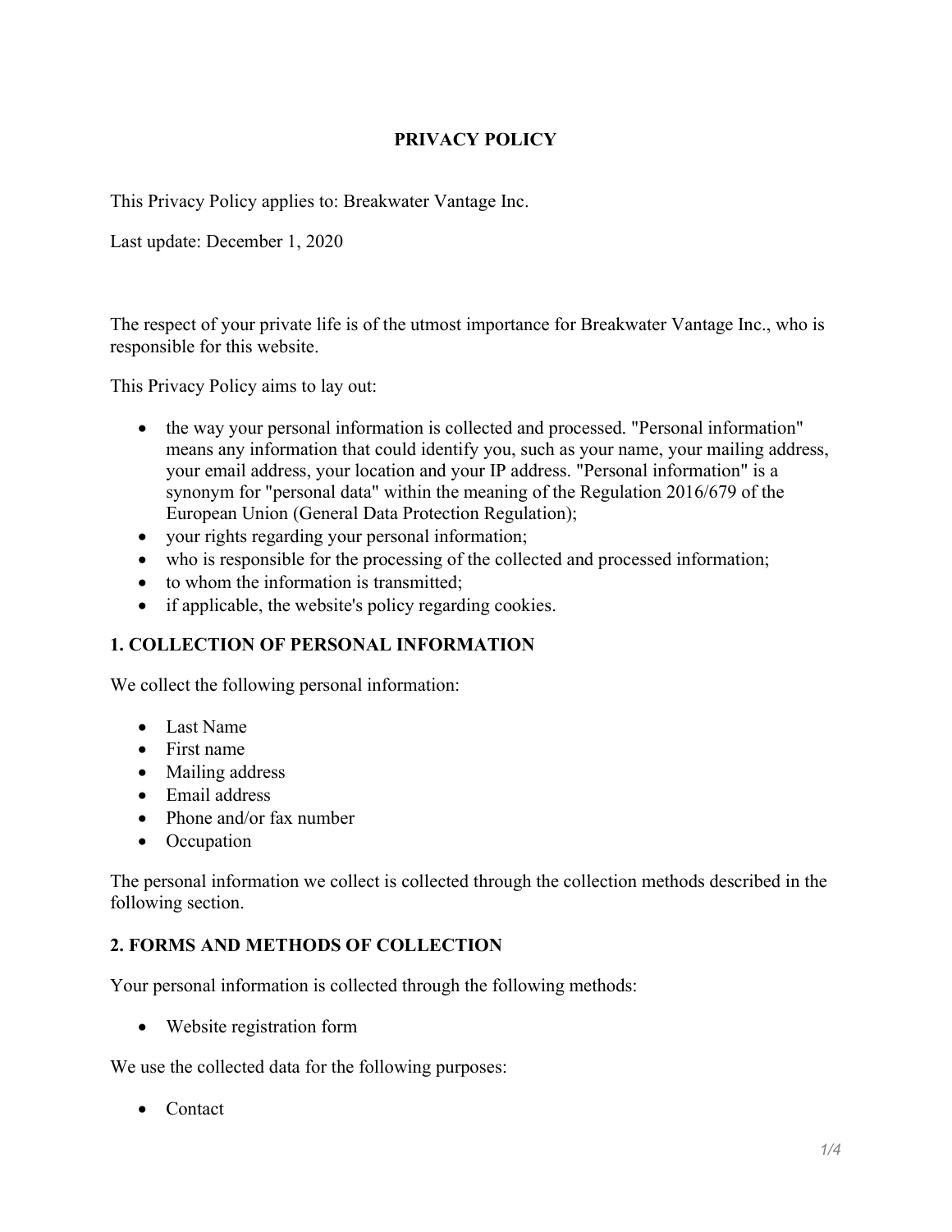# PRIVACY POLICY

This Privacy Policy applies to: Breakwater Vantage Inc.

Last update: December 1, 2020

The respect of your private life is of the utmost importance for Breakwater Vantage Inc., who is responsible for this website.

This Privacy Policy aims to lay out:

- the way your personal information is collected and processed. "Personal information" means any information that could identify you, such as your name, your mailing address, your email address, your location and your IP address. "Personal information" is a synonym for "personal data" within the meaning of the Regulation 2016/679 of the European Union (General Data Protection Regulation);
- your rights regarding your personal information;
- who is responsible for the processing of the collected and processed information;
- to whom the information is transmitted;
- if applicable, the website's policy regarding cookies.

## 1. COLLECTION OF PERSONAL INFORMATION

We collect the following personal information:

- Last Name
- First name
- Mailing address
- Email address
- Phone and/or fax number
- Occupation

The personal information we collect is collected through the collection methods described in the following section.

## 2. FORMS AND METHODS OF COLLECTION

Your personal information is collected through the following methods:

- Website registration form

We use the collected data for the following purposes:

- Contact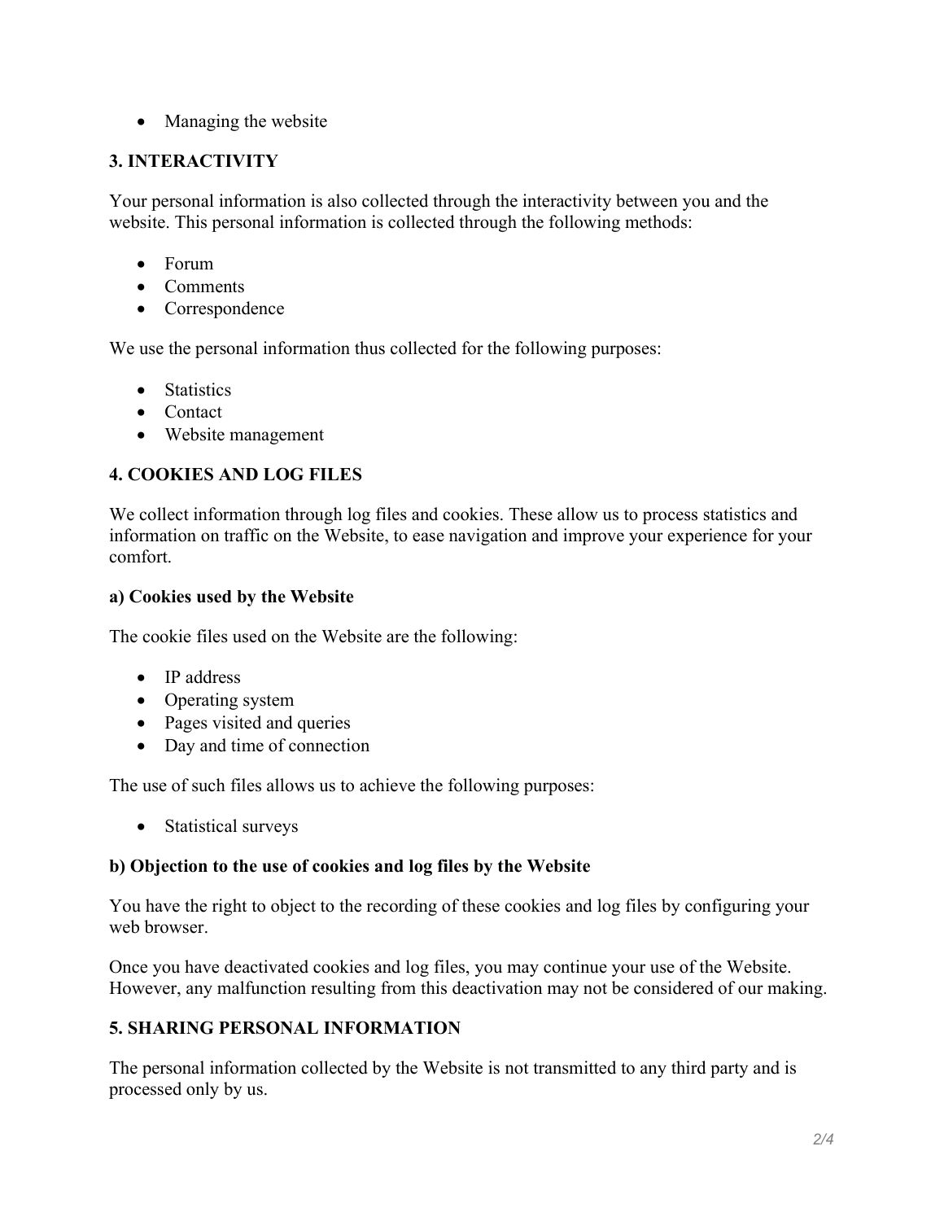- Managing the website

## 3. INTERACTIVITY

Your personal information is also collected through the interactivity between you and the website. This personal information is collected through the following methods:

- Forum
- Comments
- Correspondence

We use the personal information thus collected for the following purposes:

- Statistics
- Contact
- Website management

## 4. COOKIES AND LOG FILES

We collect information through log files and cookies. These allow us to process statistics and information on traffic on the Website, to ease navigation and improve your experience for your comfort.

### a) Cookies used by the Website

The cookie files used on the Website are the following:

- IP address
- Operating system
- Pages visited and queries
- Day and time of connection

The use of such files allows us to achieve the following purposes:

- Statistical surveys

### b) Objection to the use of cookies and log files by the Website

You have the right to object to the recording of these cookies and log files by configuring your web browser.

Once you have deactivated cookies and log files, you may continue your use of the Website. However, any malfunction resulting from this deactivation may not be considered of our making.

## 5. SHARING PERSONAL INFORMATION

The personal information collected by the Website is not transmitted to any third party and is processed only by us.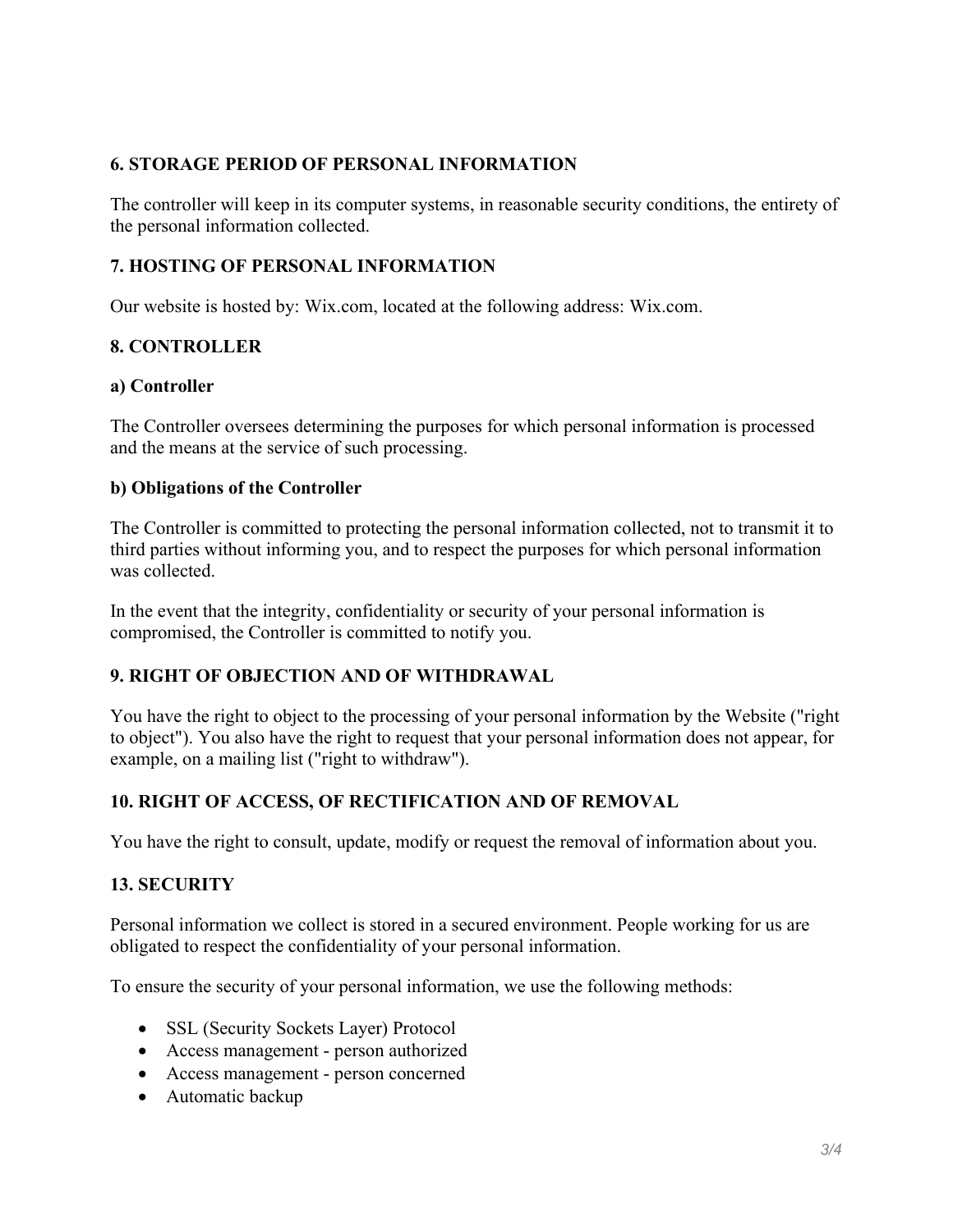## 6. STORAGE PERIOD OF PERSONAL INFORMATION

The controller will keep in its computer systems, in reasonable security conditions, the entirety of the personal information collected.

## 7. HOSTING OF PERSONAL INFORMATION

Our website is hosted by: Wix.com, located at the following address: Wix.com.

## 8. CONTROLLER

### a) Controller

The Controller oversees determining the purposes for which personal information is processed and the means at the service of such processing.

### b) Obligations of the Controller

The Controller is committed to protecting the personal information collected, not to transmit it to third parties without informing you, and to respect the purposes for which personal information was collected.

In the event that the integrity, confidentiality or security of your personal information is compromised, the Controller is committed to notify you.

## 9. RIGHT OF OBJECTION AND OF WITHDRAWAL

You have the right to object to the processing of your personal information by the Website ("right to object"). You also have the right to request that your personal information does not appear, for example, on a mailing list ("right to withdraw").

## 10. RIGHT OF ACCESS, OF RECTIFICATION AND OF REMOVAL

You have the right to consult, update, modify or request the removal of information about you.

## 13. SECURITY

Personal information we collect is stored in a secured environment. People working for us are obligated to respect the confidentiality of your personal information.

To ensure the security of your personal information, we use the following methods:

- SSL (Security Sockets Layer) Protocol
- Access management - person authorized
- Access management - person concerned
- Automatic backup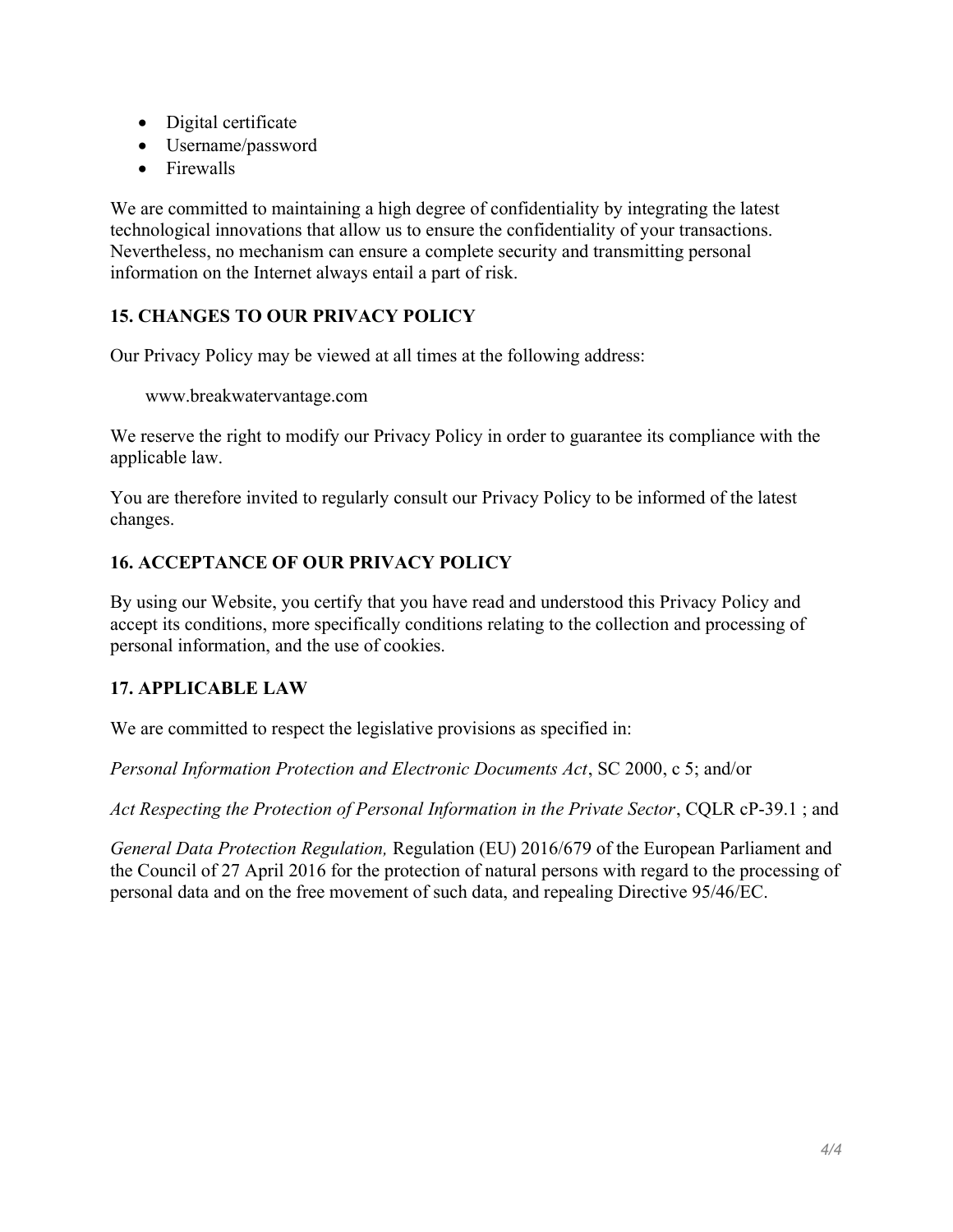- Digital certificate
- Username/password
- Firewalls

We are committed to maintaining a high degree of confidentiality by integrating the latest technological innovations that allow us to ensure the confidentiality of your transactions. Nevertheless, no mechanism can ensure a complete security and transmitting personal information on the Internet always entail a part of risk.

## 15. CHANGES TO OUR PRIVACY POLICY

Our Privacy Policy may be viewed at all times at the following address:

www.breakwatervantage.com

We reserve the right to modify our Privacy Policy in order to guarantee its compliance with the applicable law.

You are therefore invited to regularly consult our Privacy Policy to be informed of the latest changes.

## 16. ACCEPTANCE OF OUR PRIVACY POLICY

By using our Website, you certify that you have read and understood this Privacy Policy and accept its conditions, more specifically conditions relating to the collection and processing of personal information, and the use of cookies.

## 17. APPLICABLE LAW

We are committed to respect the legislative provisions as specified in:

*Personal Information Protection and Electronic Documents Act*, SC 2000, c 5; and/or

*Act Respecting the Protection of Personal Information in the Private Sector*, CQLR cP-39.1 ; and

*General Data Protection Regulation,* Regulation (EU) 2016/679 of the European Parliament and the Council of 27 April 2016 for the protection of natural persons with regard to the processing of personal data and on the free movement of such data, and repealing Directive 95/46/EC.